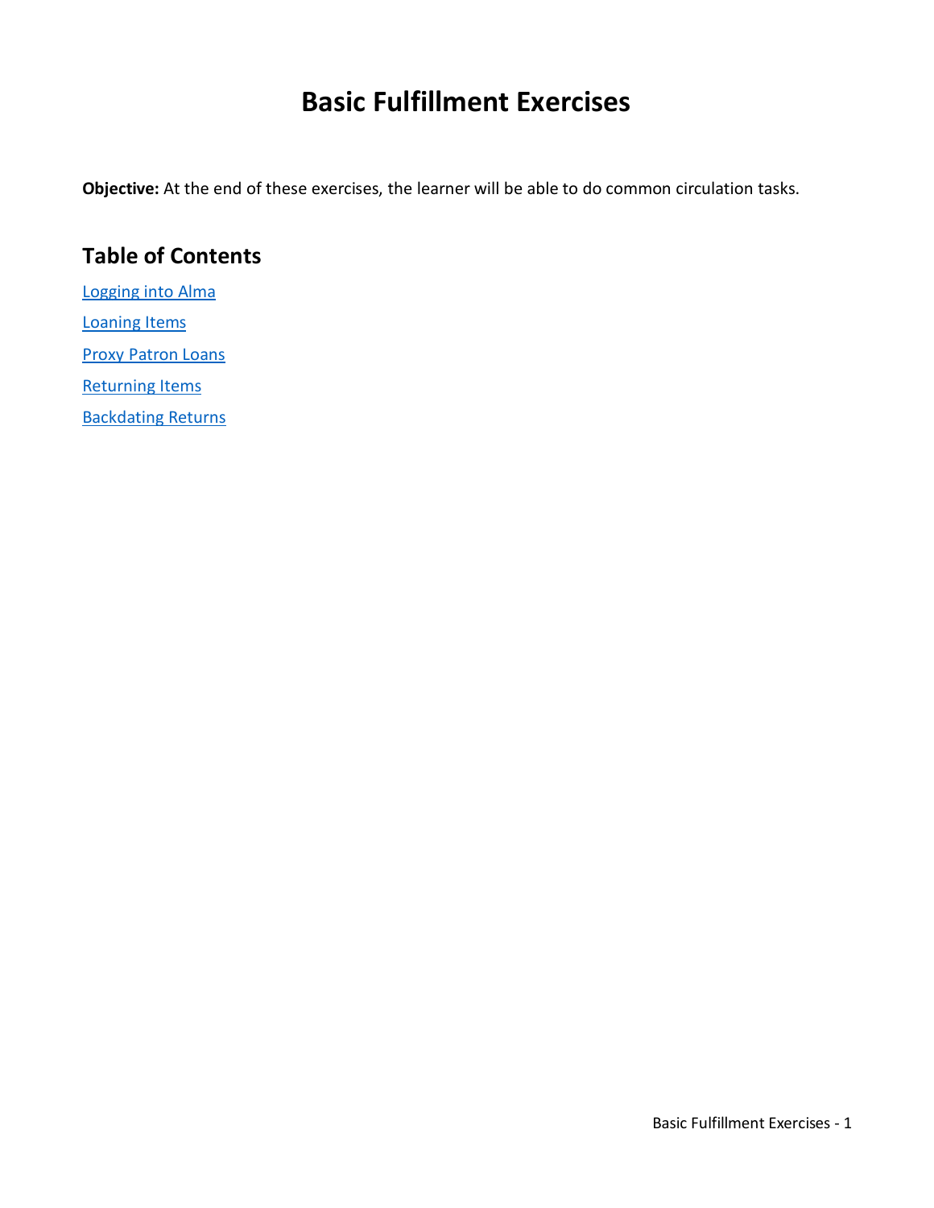# Basic Fulfillment Exercises

**Objective:** At the end of these exercises, the learner will be able to do common circulation tasks.

## Table of Contents

Logging into Alma

Loaning Items

Proxy Patron Loans

Returning Items

Backdating Returns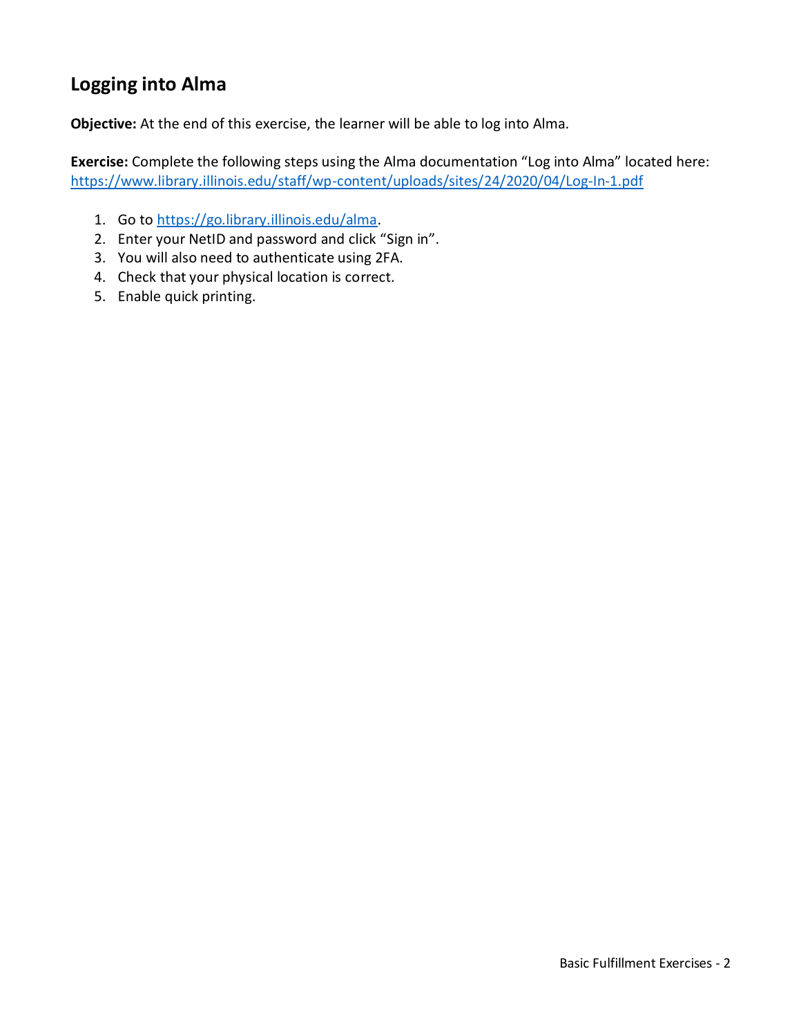## Logging into Alma

**Objective:** At the end of this exercise, the learner will be able to log into Alma.

**Exercise:** Complete the following steps using the Alma documentation "Log into Alma" located here: [https://www.library.illinois.edu/staff/wp-content/uploads/sites/24/2020/04/Log-In-1.pdf](https://www.library.illinois.edu/staff/wp-content/uploads/sites/24/2020/04/Log-In-1.pdf)

1. Go to [https://go.library.illinois.edu/alma](https://go.library.illinois.edu/alma).
2. Enter your NetID and password and click "Sign in".
3. You will also need to authenticate using 2FA.
4. Check that your physical location is correct.
5. Enable quick printing.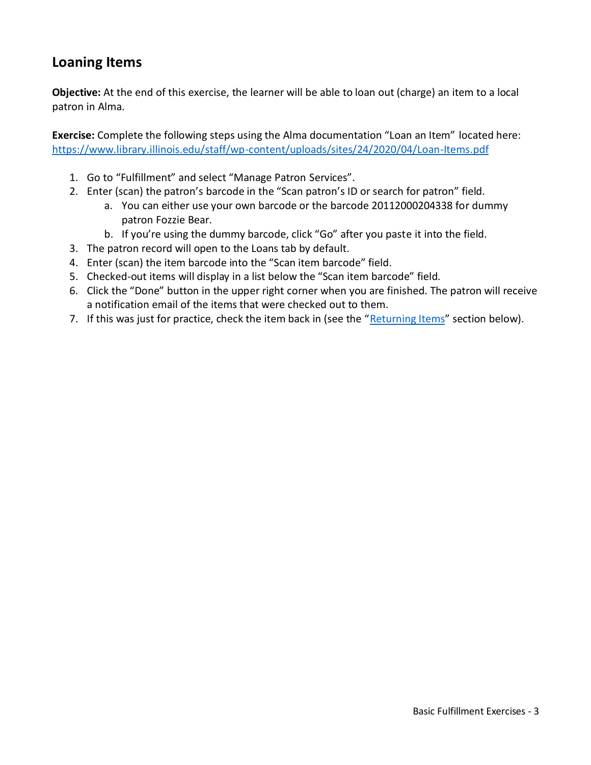## Loaning Items

**Objective:** At the end of this exercise, the learner will be able to loan out (charge) an item to a local patron in Alma.

**Exercise:** Complete the following steps using the Alma documentation "Loan an Item" located here: [https://www.library.illinois.edu/staff/wp-content/uploads/sites/24/2020/04/Loan-Items.pdf](https://www.library.illinois.edu/staff/wp-content/uploads/sites/24/2020/04/Loan-Items.pdf)

1. Go to "Fulfillment" and select "Manage Patron Services".
2. Enter (scan) the patron's barcode in the "Scan patron's ID or search for patron" field.
    a. You can either use your own barcode or the barcode 20112000204338 for dummy patron Fozzie Bear.
    b. If you're using the dummy barcode, click "Go" after you paste it into the field.
3. The patron record will open to the Loans tab by default.
4. Enter (scan) the item barcode into the "Scan item barcode" field.
5. Checked-out items will display in a list below the "Scan item barcode" field.
6. Click the "Done" button in the upper right corner when you are finished. The patron will receive a notification email of the items that were checked out to them.
7. If this was just for practice, check the item back in (see the "Returning Items" section below).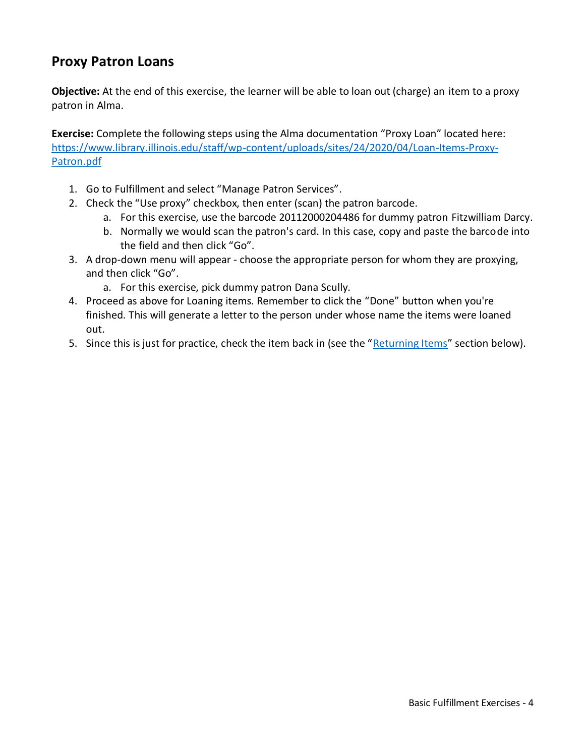## Proxy Patron Loans

**Objective:** At the end of this exercise, the learner will be able to loan out (charge) an item to a proxy patron in Alma.

**Exercise:** Complete the following steps using the Alma documentation "Proxy Loan" located here: [https://www.library.illinois.edu/staff/wp-content/uploads/sites/24/2020/04/Loan-Items-Proxy-Patron.pdf](https://www.library.illinois.edu/staff/wp-content/uploads/sites/24/2020/04/Loan-Items-Proxy-Patron.pdf)

1. Go to Fulfillment and select "Manage Patron Services".
2. Check the "Use proxy" checkbox, then enter (scan) the patron barcode.
   a. For this exercise, use the barcode 20112000204486 for dummy patron Fitzwilliam Darcy.
   b. Normally we would scan the patron's card. In this case, copy and paste the barcode into the field and then click "Go".
3. A drop-down menu will appear - choose the appropriate person for whom they are proxying, and then click "Go".
   a. For this exercise, pick dummy patron Dana Scully.
4. Proceed as above for Loaning items. Remember to click the "Done" button when you're finished. This will generate a letter to the person under whose name the items were loaned out.
5. Since this is just for practice, check the item back in (see the "Returning Items" section below).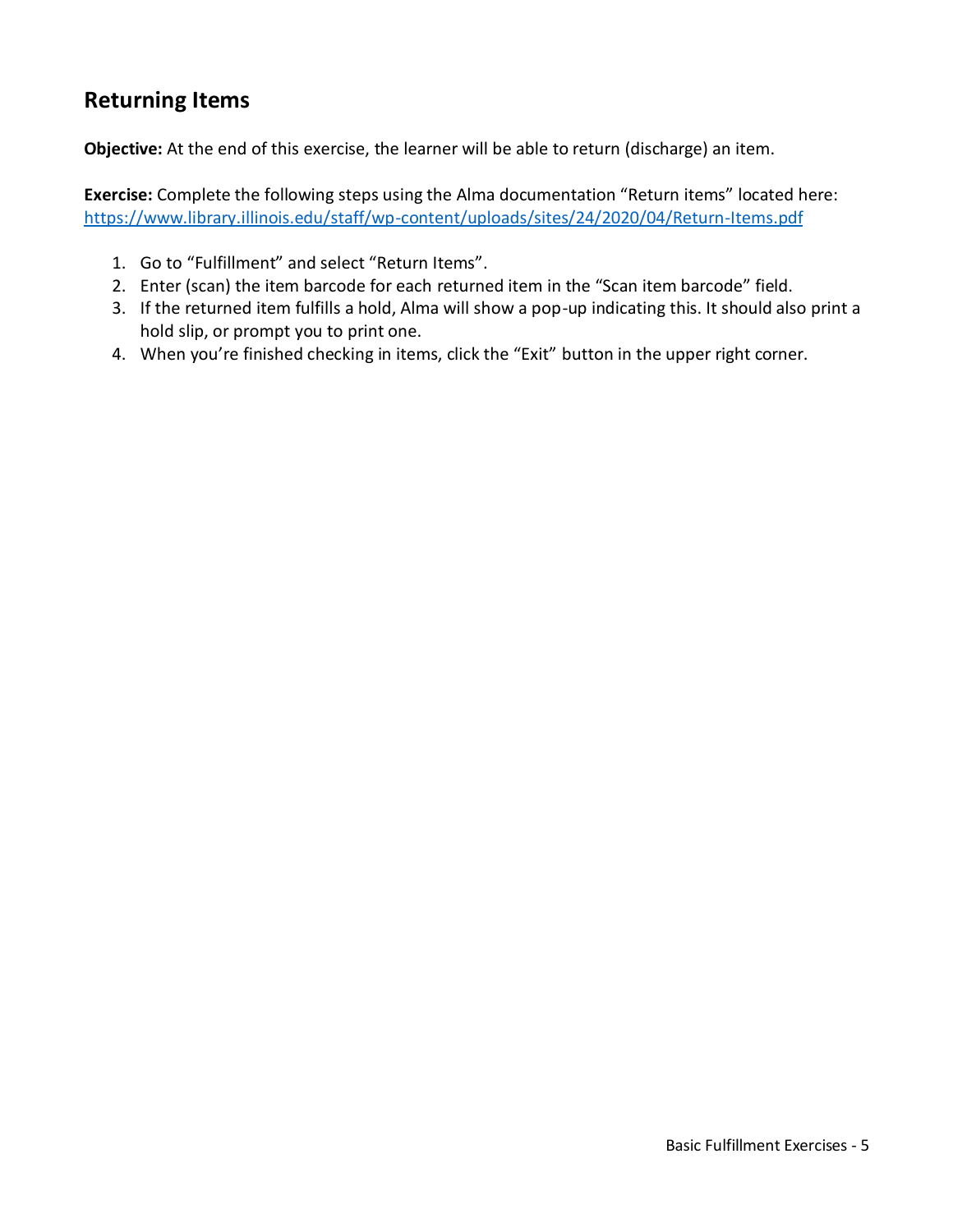## Returning Items

**Objective:** At the end of this exercise, the learner will be able to return (discharge) an item.

**Exercise:** Complete the following steps using the Alma documentation "Return items" located here: [https://www.library.illinois.edu/staff/wp-content/uploads/sites/24/2020/04/Return-Items.pdf](https://www.library.illinois.edu/staff/wp-content/uploads/sites/24/2020/04/Return-Items.pdf)

1. Go to "Fulfillment" and select "Return Items".
2. Enter (scan) the item barcode for each returned item in the "Scan item barcode" field.
3. If the returned item fulfills a hold, Alma will show a pop-up indicating this. It should also print a hold slip, or prompt you to print one.
4. When you're finished checking in items, click the "Exit" button in the upper right corner.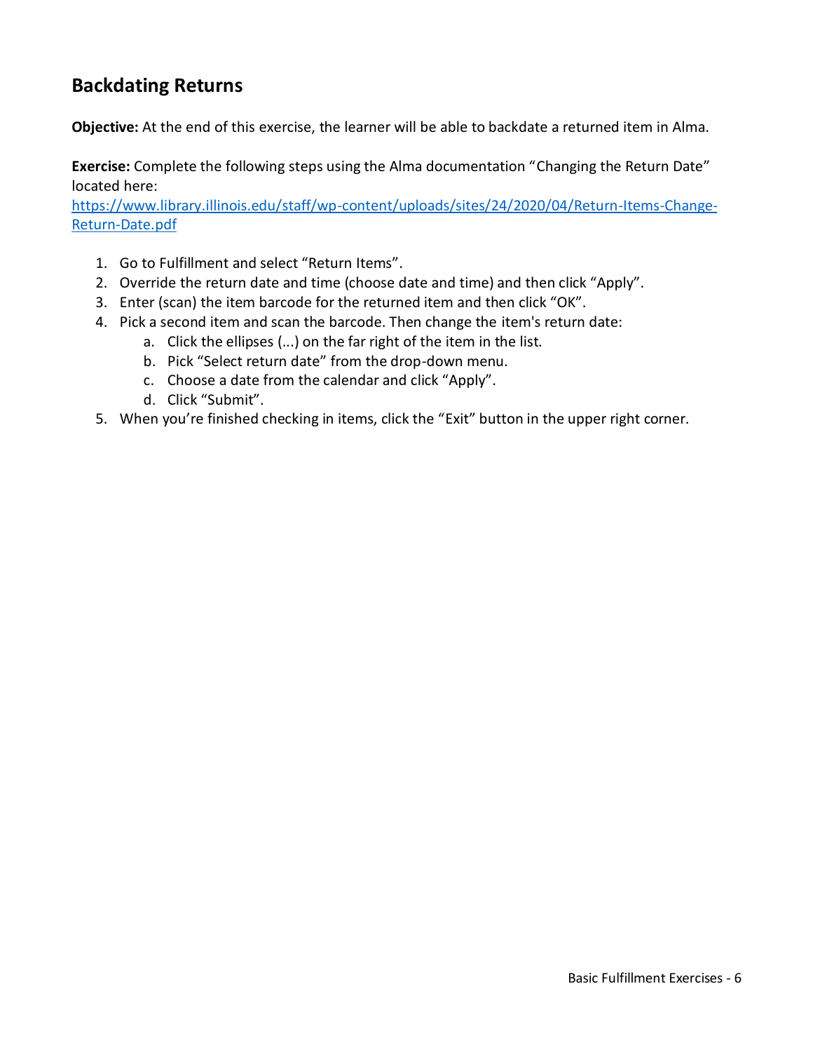## Backdating Returns

**Objective:** At the end of this exercise, the learner will be able to backdate a returned item in Alma.

**Exercise:** Complete the following steps using the Alma documentation "Changing the Return Date" located here:
https://www.library.illinois.edu/staff/wp-content/uploads/sites/24/2020/04/Return-Items-Change-Return-Date.pdf

1. Go to Fulfillment and select "Return Items".
2. Override the return date and time (choose date and time) and then click "Apply".
3. Enter (scan) the item barcode for the returned item and then click "OK".
4. Pick a second item and scan the barcode. Then change the item's return date:
    a. Click the ellipses (...) on the far right of the item in the list.
    b. Pick "Select return date" from the drop-down menu.
    c. Choose a date from the calendar and click "Apply".
    d. Click "Submit".
5. When you're finished checking in items, click the "Exit" button in the upper right corner.